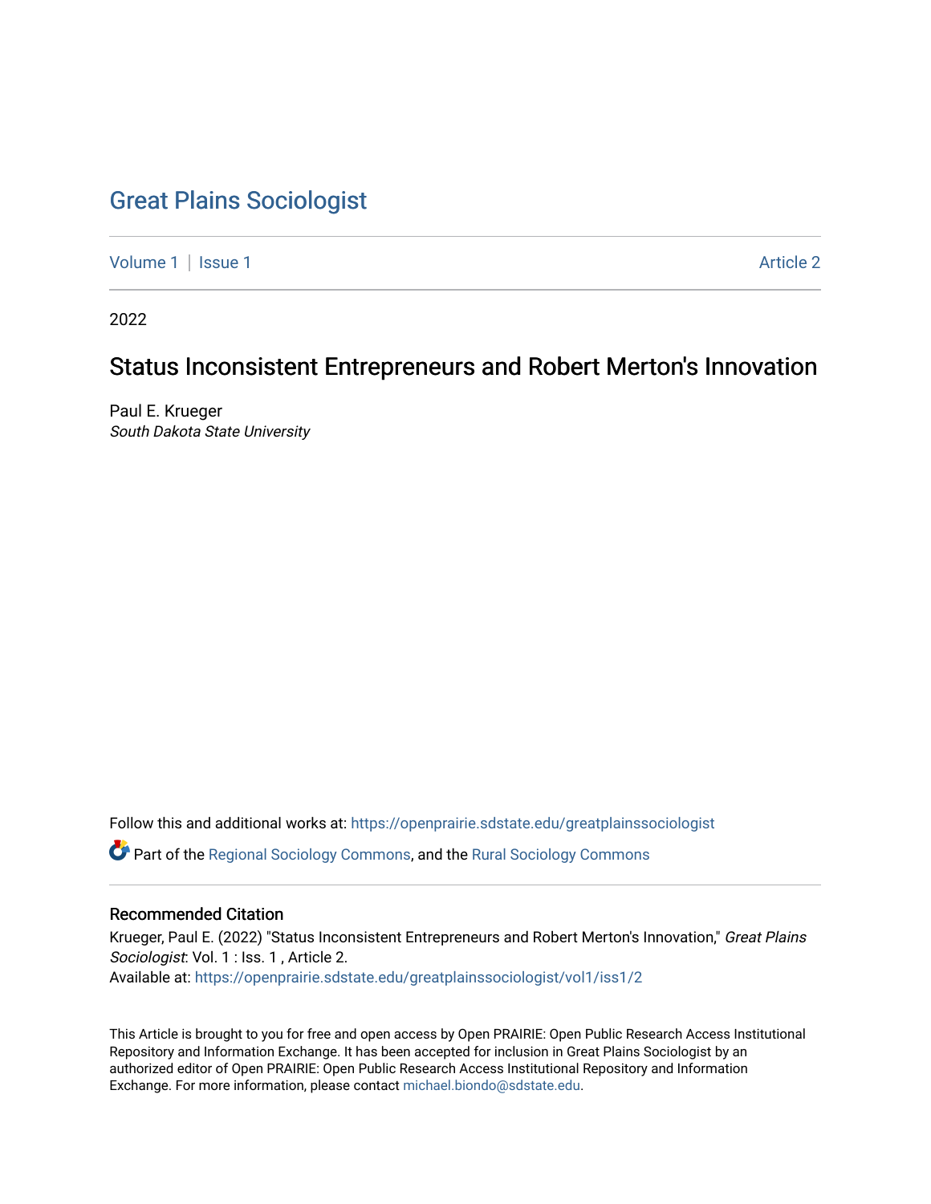# Great Plains Sociologist

Volume 1 | Issue 1 Article 2

2022

## Status Inconsistent Entrepreneurs and Robert Merton's Innovation

Paul E. Krueger
*South Dakota State University*

Follow this and additional works at: https://openprairie.sdstate.edu/greatplainssociologist

Part of the Regional Sociology Commons, and the Rural Sociology Commons

### Recommended Citation

Krueger, Paul E. (2022) "Status Inconsistent Entrepreneurs and Robert Merton's Innovation," *Great Plains Sociologist*: Vol. 1 : Iss. 1 , Article 2.
Available at: https://openprairie.sdstate.edu/greatplainssociologist/vol1/iss1/2

This Article is brought to you for free and open access by Open PRAIRIE: Open Public Research Access Institutional Repository and Information Exchange. It has been accepted for inclusion in Great Plains Sociologist by an authorized editor of Open PRAIRIE: Open Public Research Access Institutional Repository and Information Exchange. For more information, please contact michael.biondo@sdstate.edu.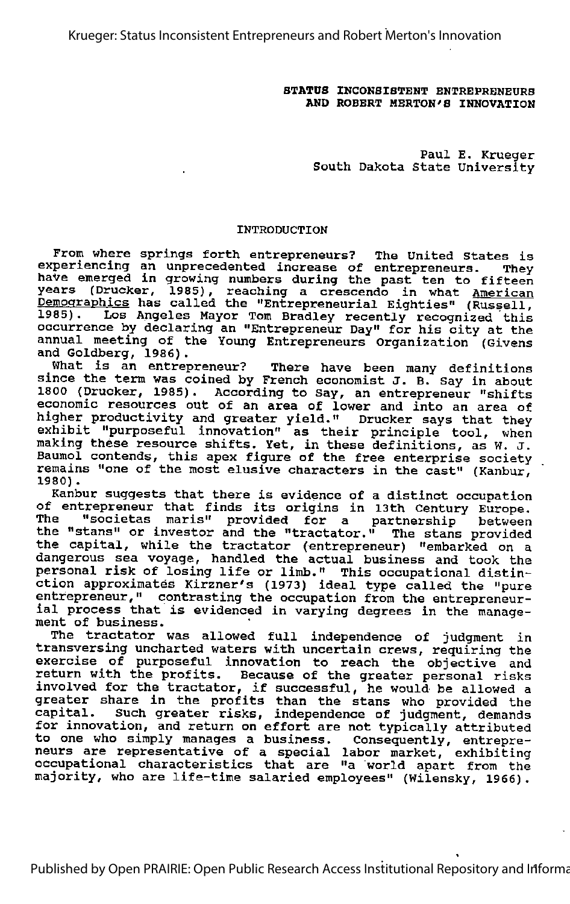**STATUS INCONSISTENT ENTREPRENEURS AND ROBERT MERTON'S INNOVATION**

Paul E. Krueger
South Dakota State University

## INTRODUCTION

From where springs forth entrepreneurs? The United States is experiencing an unprecedented increase of entrepreneurs. They have emerged in growing numbers during the past ten to fifteen years (Drucker, 1985), reaching a crescendo in what American Demographics has called the "Entrepreneurial Eighties" (Russell, 1985). Los Angeles Mayor Tom Bradley recently recognized this occurrence by declaring an "Entrepreneur Day" for his city at the annual meeting of the Young Entrepreneurs Organization (Givens and Goldberg, 1986).

What is an entrepreneur? There have been many definitions since the term was coined by French economist J. B. Say in about 1800 (Drucker, 1985). According to Say, an entrepreneur "shifts economic resources out of an area of lower and into an area of higher productivity and greater yield." Drucker says that they exhibit "purposeful innovation" as their principle tool, when making these resource shifts. Yet, in these definitions, as W. J. Baumol contends, this apex figure of the free enterprise society remains "one of the most elusive characters in the cast" (Kanbur, 1980).

Kanbur suggests that there is evidence of a distinct occupation of entrepreneur that finds its origins in 13th Century Europe. The "societas maris" provided for a partnership between the "stans" or investor and the "tractator." The stans provided the capital, while the tractator (entrepreneur) "embarked on a dangerous sea voyage, handled the actual business and took the personal risk of losing life or limb." This occupational distinction approximates Kirzner's (1973) ideal type called the "pure entrepreneur," contrasting the occupation from the entrepreneurial process that is evidenced in varying degrees in the management of business.

The tractator was allowed full independence of judgment in transversing uncharted waters with uncertain crews, requiring the exercise of purposeful innovation to reach the objective and return with the profits. Because of the greater personal risks involved for the tractator, if successful, he would be allowed a greater share in the profits than the stans who provided the capital. Such greater risks, independence of judgment, demands for innovation, and return on effort are not typically attributed to one who simply manages a business. Consequently, entrepreneurs are representative of a special labor market, exhibiting occupational characteristics that are "a world apart from the majority, who are life-time salaried employees" (Wilensky, 1966).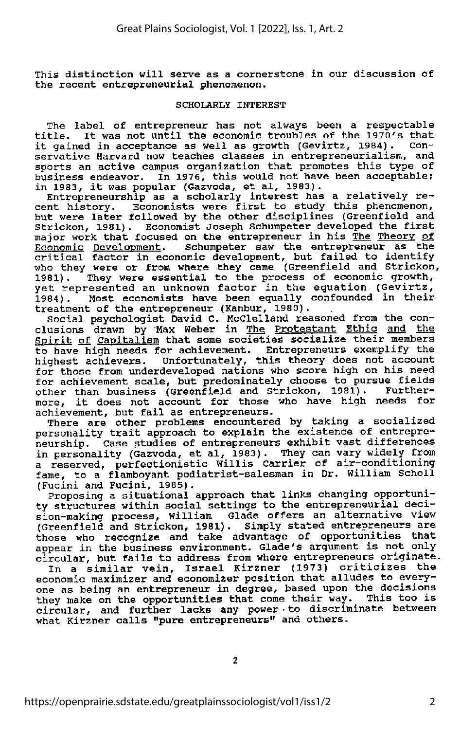This distinction will serve as a cornerstone in our discussion of the recent entrepreneurial phenomenon.

## SCHOLARLY INTEREST

The label of entrepreneur has not always been a respectable title. It was not until the economic troubles of the 1970's that it gained in acceptance as well as growth (Gevirtz, 1984). Conservative Harvard now teaches classes in entrepreneurialism, and sports an active campus organization that promotes this type of business endeavor. In 1976, this would not have been acceptable; in 1983, it was popular (Gazvoda, et al, 1983).

Entrepreneurship as a scholarly interest has a relatively recent history. Economists were first to study this phenomenon, but were later followed by the other disciplines (Greenfield and Strickon, 1981). Economist Joseph Schumpeter developed the first major work that focused on the entrepreneur in his The Theory of Economic Development. Schumpeter saw the entrepreneur as the critical factor in economic development, but failed to identify who they were or from where they came (Greenfield and Strickon, 1981). They were essential to the process of economic growth, yet represented an unknown factor in the equation (Gevirtz, 1984). Most economists have been equally confounded in their treatment of the entrepreneur (Kanbur, 1980).

Social psychologist David C. McClelland reasoned from the conclusions drawn by Max Weber in The Protestant Ethic and the Spirit of Capitalism that some societies socialize their members to have high needs for achievement. Entrepreneurs exemplify the highest achievers. Unfortunately, this theory does not account for those from underdeveloped nations who score high on his need for achievement scale, but predominately choose to pursue fields other than business (Greenfield and Strickon, 1981). Furthermore, it does not account for those who have high needs for achievement, but fail as entrepreneurs.

There are other problems encountered by taking a socialized personality trait approach to explain the existence of entrepreneurship. Case studies of entrepreneurs exhibit vast differences in personality (Gazvoda, et al, 1983). They can vary widely from a reserved, perfectionistic Willis Carrier of air-conditioning fame, to a flamboyant podiatrist-salesman in Dr. William Scholl (Fucini and Fucini, 1985).

Proposing a situational approach that links changing opportunity structures within social settings to the entrepreneurial decision-making process, William Glade offers an alternative view (Greenfield and Strickon, 1981). Simply stated entrepreneurs are those who recognize and take advantage of opportunities that appear in the business environment. Glade's argument is not only circular, but fails to address from where entrepreneurs originate.

In a similar vein, Israel Kirzner (1973) criticizes the economic maximizer and economizer position that alludes to everyone as being an entrepreneur in degree, based upon the decisions they make on the opportunities that come their way. This too is circular, and further lacks any power to discriminate between what Kirzner calls "pure entrepreneurs" and others.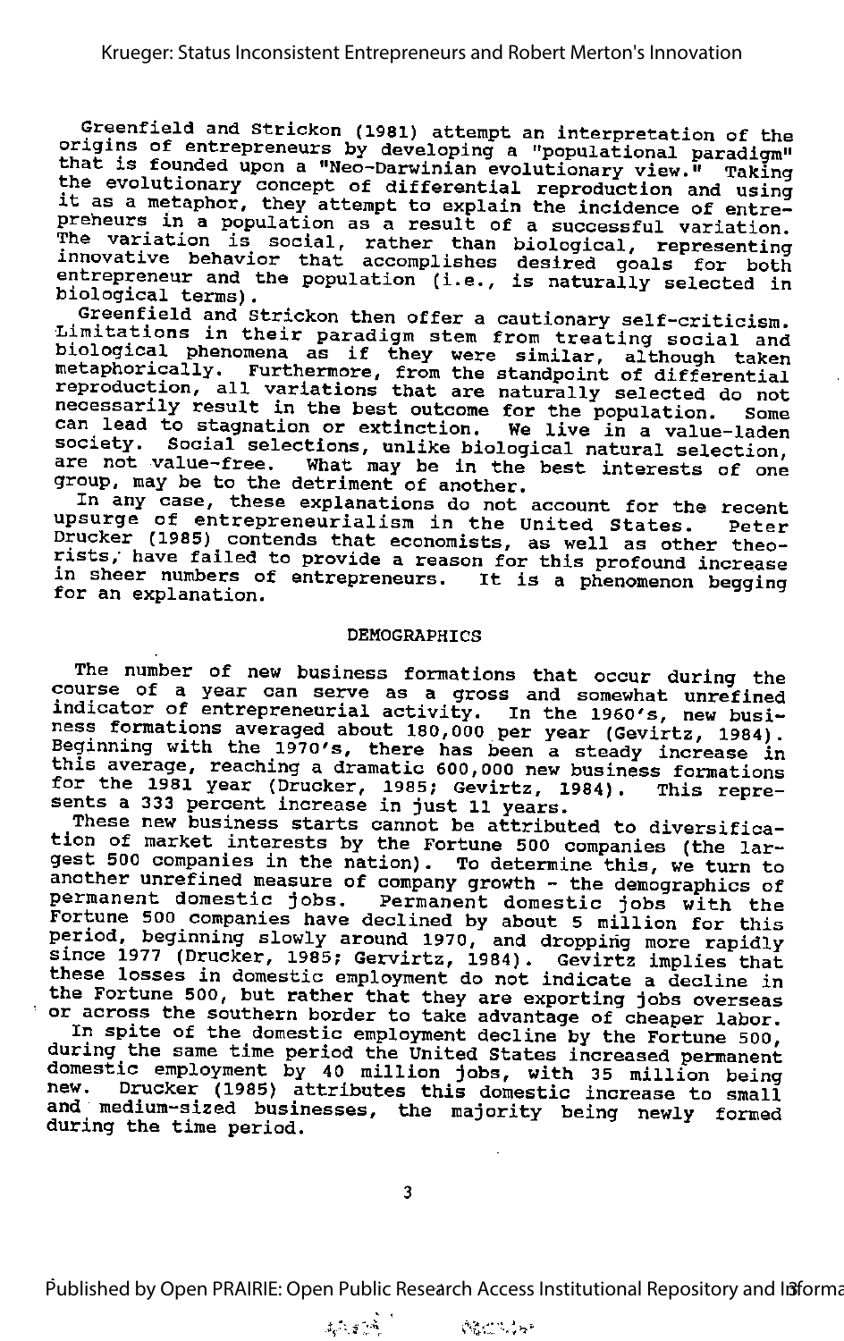Greenfield and Strickon (1981) attempt an interpretation of the origins of entrepreneurs by developing a "populational paradigm" that is founded upon a "Neo-Darwinian evolutionary view." Taking the evolutionary concept of differential reproduction and using it as a metaphor, they attempt to explain the incidence of entrepreneurs in a population as a result of a successful variation. The variation is social, rather than biological, representing innovative behavior that accomplishes desired goals for both entrepreneur and the population (i.e., is naturally selected in biological terms).

Greenfield and Strickon then offer a cautionary self-criticism. Limitations in their paradigm stem from treating social and biological phenomena as if they were similar, although taken metaphorically. Furthermore, from the standpoint of differential reproduction, all variations that are naturally selected do not necessarily result in the best outcome for the population. Some can lead to stagnation or extinction. We live in a value-laden society. Social selections, unlike biological natural selection, are not value-free. What may be in the best interests of one group, may be to the detriment of another.

In any case, these explanations do not account for the recent upsurge of entrepreneurialism in the United States. Peter Drucker (1985) contends that economists, as well as other theorists, have failed to provide a reason for this profound increase in sheer numbers of entrepreneurs. It is a phenomenon begging for an explanation.

## DEMOGRAPHICS

The number of new business formations that occur during the course of a year can serve as a gross and somewhat unrefined indicator of entrepreneurial activity. In the 1960's, new business formations averaged about 180,000 per year (Gevirtz, 1984). Beginning with the 1970's, there has been a steady increase in this average, reaching a dramatic 600,000 new business formations for the 1981 year (Drucker, 1985; Gevirtz, 1984). This represents a 333 percent increase in just 11 years.

These new business starts cannot be attributed to diversification of market interests by the Fortune 500 companies (the largest 500 companies in the nation). To determine this, we turn to another unrefined measure of company growth - the demographics of permanent domestic jobs. Permanent domestic jobs with the Fortune 500 companies have declined by about 5 million for this period, beginning slowly around 1970, and dropping more rapidly since 1977 (Drucker, 1985; Gervirtz, 1984). Gevirtz implies that these losses in domestic employment do not indicate a decline in the Fortune 500, but rather that they are exporting jobs overseas or across the southern border to take advantage of cheaper labor.

In spite of the domestic employment decline by the Fortune 500, during the same time period the United States increased permanent domestic employment by 40 million jobs, with 35 million being new. Drucker (1985) attributes this domestic increase to small and medium-sized businesses, the majority being newly formed during the time period.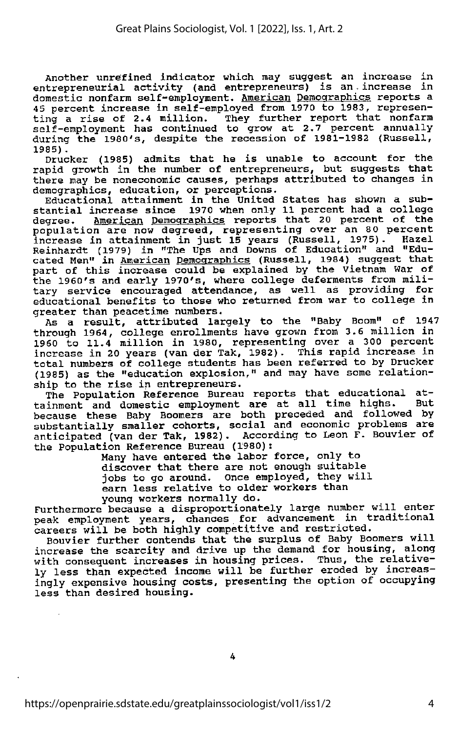Another unrefined indicator which may suggest an increase in entrepreneurial activity (and entrepreneurs) is an increase in domestic nonfarm self-employment. American Demographics reports a 45 percent increase in self-employed from 1970 to 1983, representing a rise of 2.4 million. They further report that nonfarm self-employment has continued to grow at 2.7 percent annually during the 1980's, despite the recession of 1981-1982 (Russell, 1985).

Drucker (1985) admits that he is unable to account for the rapid growth in the number of entrepreneurs, but suggests that there may be noneconomic causes, perhaps attributed to changes in demographics, education, or perceptions.

Educational attainment in the United States has shown a substantial increase since 1970 when only 11 percent had a college degree. American Demographics reports that 20 percent of the population are now degreed, representing over an 80 percent increase in attainment in just 15 years (Russell, 1975). Hazel Reinhardt (1979) in "The Ups and Downs of Education" and "Educated Men" in American Demographics (Russell, 1984) suggest that part of this increase could be explained by the Vietnam War of the 1960's and early 1970's, where college deferments from military service encouraged attendance, as well as providing for educational benefits to those who returned from war to college in greater than peacetime numbers.

As a result, attributed largely to the "Baby Boom" of 1947 through 1964, college enrollments have grown from 3.6 million in 1960 to 11.4 million in 1980, representing over a 300 percent increase in 20 years (van der Tak, 1982). This rapid increase in total numbers of college students has been referred to by Drucker (1985) as the "education explosion," and may have some relationship to the rise in entrepreneurs.

The Population Reference Bureau reports that educational attainment and domestic employment are at all time highs. But because these Baby Boomers are both preceded and followed by substantially smaller cohorts, social and economic problems are anticipated (van der Tak, 1982). According to Leon F. Bouvier of the Population Reference Bureau (1980):

> Many have entered the labor force, only to discover that there are not enough suitable jobs to go around. Once employed, they will earn less relative to older workers than young workers normally do.

Furthermore because a disproportionately large number will enter peak employment years, chances for advancement in traditional careers will be both highly competitive and restricted.

Bouvier further contends that the surplus of Baby Boomers will increase the scarcity and drive up the demand for housing, along with consequent increases in housing prices. Thus, the relatively less than expected income will be further eroded by increasingly expensive housing costs, presenting the option of occupying less than desired housing.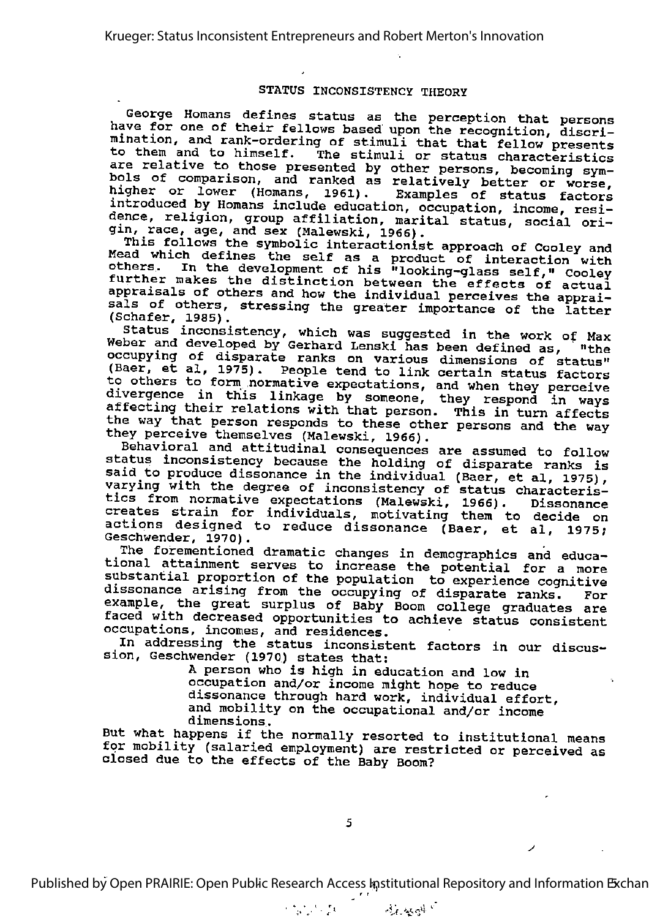## STATUS INCONSISTENCY THEORY

George Homans defines status as the perception that persons have for one of their fellows based upon the recognition, discrimination, and rank-ordering of stimuli that that fellow presents to them and to himself. The stimuli or status characteristics are relative to those presented by other persons, becoming symbols of comparison, and ranked as relatively better or worse, higher or lower (Homans, 1961). Examples of status factors introduced by Homans include education, occupation, income, residence, religion, group affiliation, marital status, social origin, race, age, and sex (Malewski, 1966).

This follows the symbolic interactionist approach of Cooley and Mead which defines the self as a product of interaction with others. In the development of his "looking-glass self," Cooley further makes the distinction between the effects of actual appraisals of others and how the individual perceives the appraisals of others, stressing the greater importance of the latter (Schafer, 1985).

Status inconsistency, which was suggested in the work of Max Weber and developed by Gerhard Lenski has been defined as, "the occupying of disparate ranks on various dimensions of status" (Baer, et al, 1975). People tend to link certain status factors to others to form normative expectations, and when they perceive divergence in this linkage by someone, they respond in ways affecting their relations with that person. This in turn affects the way that person responds to these other persons and the way they perceive themselves (Malewski, 1966).

Behavioral and attitudinal consequences are assumed to follow status inconsistency because the holding of disparate ranks is said to produce dissonance in the individual (Baer, et al, 1975), varying with the degree of inconsistency of status characteristics from normative expectations (Malewski, 1966). Dissonance creates strain for individuals, motivating them to decide on actions designed to reduce dissonance (Baer, et al, 1975; Geschwender, 1970).

The forementioned dramatic changes in demographics and educational attainment serves to increase the potential for a more substantial proportion of the population to experience cognitive dissonance arising from the occupying of disparate ranks. For example, the great surplus of Baby Boom college graduates are faced with decreased opportunities to achieve status consistent occupations, incomes, and residences.

In addressing the status inconsistent factors in our discussion, Geschwender (1970) states that:

> A person who is high in education and low in occupation and/or income might hope to reduce dissonance through hard work, individual effort, and mobility on the occupational and/or income dimensions.

But what happens if the normally resorted to institutional means for mobility (salaried employment) are restricted or perceived as closed due to the effects of the Baby Boom?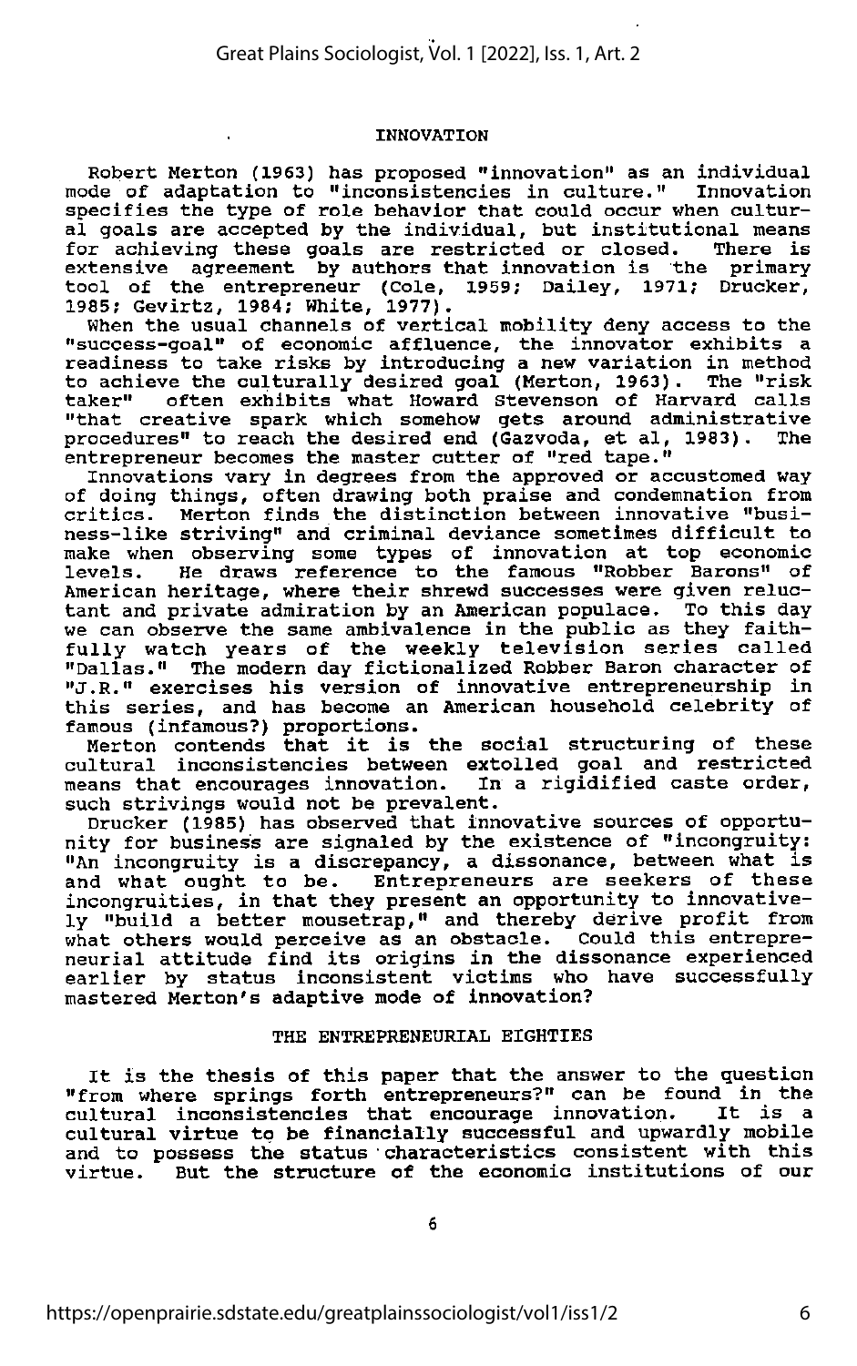## INNOVATION

Robert Merton (1963) has proposed "innovation" as an individual mode of adaptation to "inconsistencies in culture." Innovation specifies the type of role behavior that could occur when cultural goals are accepted by the individual, but institutional means for achieving these goals are restricted or closed. There is extensive agreement by authors that innovation is the primary tool of the entrepreneur (Cole, 1959; Dailey, 1971; Drucker, 1985; Gevirtz, 1984; White, 1977).

When the usual channels of vertical mobility deny access to the "success-goal" of economic affluence, the innovator exhibits a readiness to take risks by introducing a new variation in method to achieve the culturally desired goal (Merton, 1963). The "risk taker" often exhibits what Howard Stevenson of Harvard calls "that creative spark which somehow gets around administrative procedures" to reach the desired end (Gazvoda, et al, 1983). The entrepreneur becomes the master cutter of "red tape."

Innovations vary in degrees from the approved or accustomed way of doing things, often drawing both praise and condemnation from critics. Merton finds the distinction between innovative "business-like striving" and criminal deviance sometimes difficult to make when observing some types of innovation at top economic levels. He draws reference to the famous "Robber Barons" of American heritage, where their shrewd successes were given reluctant and private admiration by an American populace. To this day we can observe the same ambivalence in the public as they faithfully watch years of the weekly television series called "Dallas." The modern day fictionalized Robber Baron character of "J.R." exercises his version of innovative entrepreneurship in this series, and has become an American household celebrity of famous (infamous?) proportions.

Merton contends that it is the social structuring of these cultural inconsistencies between extolled goal and restricted means that encourages innovation. In a rigidified caste order, such strivings would not be prevalent.

Drucker (1985) has observed that innovative sources of opportunity for business are signaled by the existence of "incongruity: "An incongruity is a discrepancy, a dissonance, between what is and what ought to be. Entrepreneurs are seekers of these incongruities, in that they present an opportunity to innovatively "build a better mousetrap," and thereby derive profit from what others would perceive as an obstacle. Could this entrepreneurial attitude find its origins in the dissonance experienced earlier by status inconsistent victims who have successfully mastered Merton's adaptive mode of innovation?

## THE ENTREPRENEURIAL EIGHTIES

It is the thesis of this paper that the answer to the question "from where springs forth entrepreneurs?" can be found in the cultural inconsistencies that encourage innovation. It is a cultural virtue to be financially successful and upwardly mobile and to possess the status characteristics consistent with this virtue. But the structure of the economic institutions of our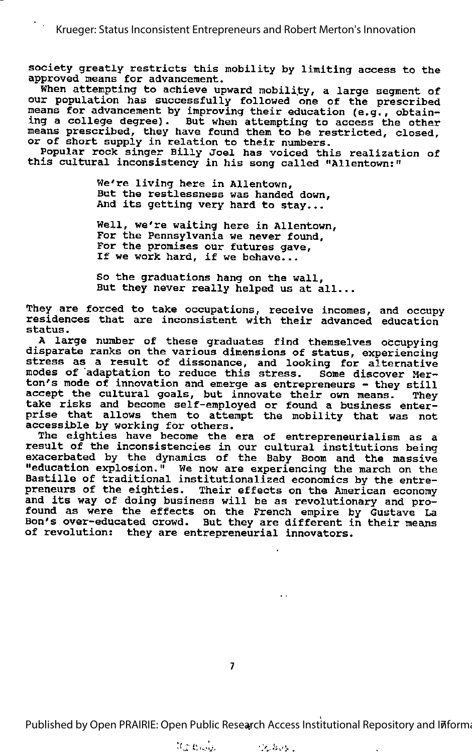society greatly restricts this mobility by limiting access to the approved means for advancement.

When attempting to achieve upward mobility, a large segment of our population has successfully followed one of the prescribed means for advancement by improving their education (e.g., obtaining a college degree). But when attempting to access the other means prescribed, they have found them to be restricted, closed, or of short supply in relation to their numbers.

Popular rock singer Billy Joel has voiced this realization of this cultural inconsistency in his song called "Allentown:"

> We're living here in Allentown,
> But the restlessness was handed down,
> And its getting very hard to stay...
>
> Well, we're waiting here in Allentown,
> For the Pennsylvania we never found,
> For the promises our futures gave,
> If we work hard, if we behave...
>
> So the graduations hang on the wall,
> But they never really helped us at all...

They are forced to take occupations, receive incomes, and occupy residences that are inconsistent with their advanced education status.

A large number of these graduates find themselves occupying disparate ranks on the various dimensions of status, experiencing stress as a result of dissonance, and looking for alternative modes of adaptation to reduce this stress. Some discover Merton's mode of innovation and emerge as entrepreneurs - they still accept the cultural goals, but innovate their own means. They take risks and become self-employed or found a business enterprise that allows them to attempt the mobility that was not accessible by working for others.

The eighties have become the era of entrepreneurialism as a result of the inconsistencies in our cultural institutions being exacerbated by the dynamics of the Baby Boom and the massive "education explosion." We now are experiencing the march on the Bastille of traditional institutionalized economics by the entrepreneurs of the eighties. Their effects on the American economy and its way of doing business will be as revolutionary and profound as were the effects on the French empire by Gustave La Bon's over-educated crowd. But they are different in their means of revolution: they are entrepreneurial innovators.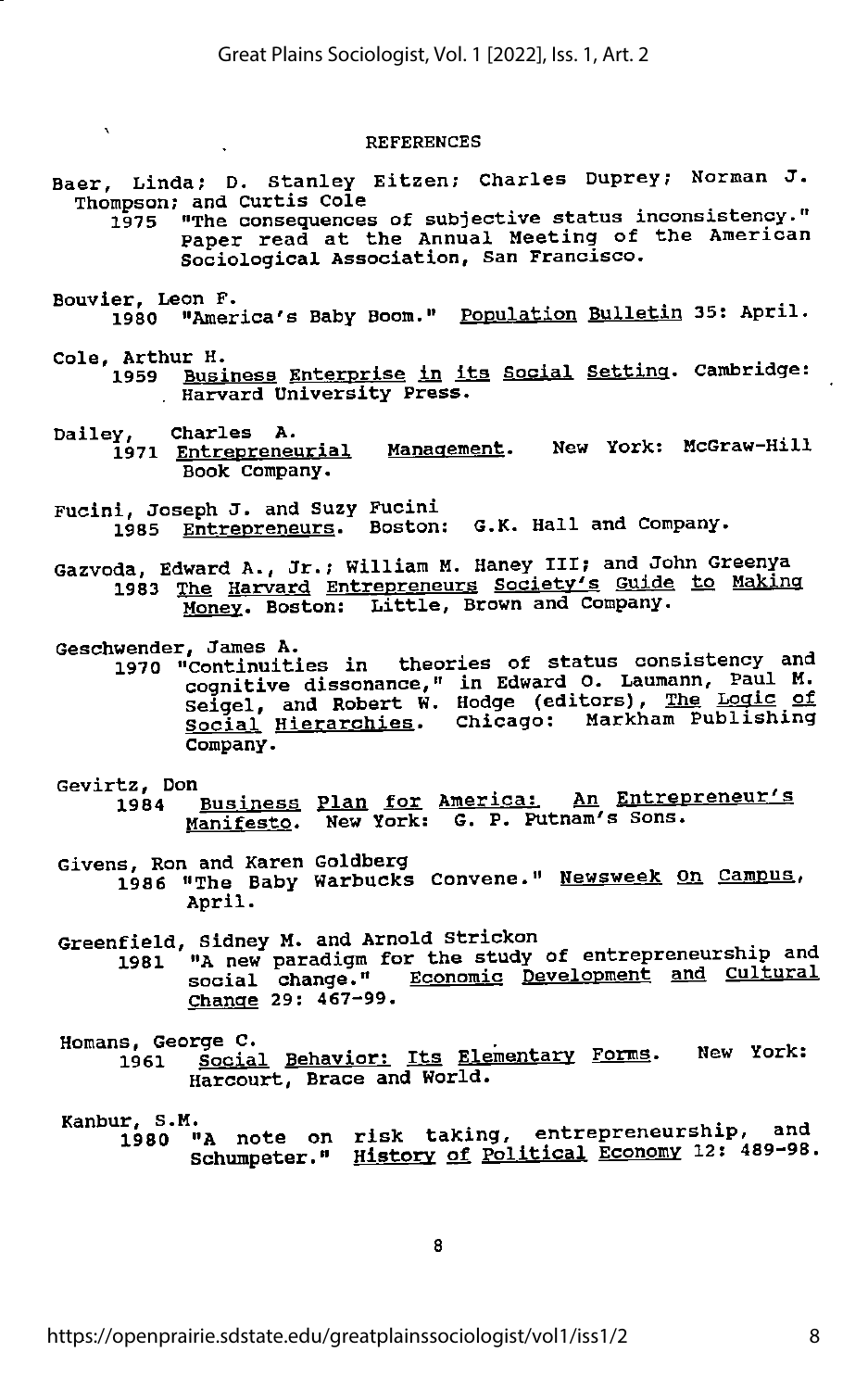## REFERENCES

Baer, Linda; D. Stanley Eitzen; Charles Duprey; Norman J. Thompson; and Curtis Cole
1975 "The consequences of subjective status inconsistency." Paper read at the Annual Meeting of the American Sociological Association, San Francisco.

Bouvier, Leon F.
1980 "America's Baby Boom." Population Bulletin 35: April.

Cole, Arthur H.
1959 Business Enterprise in its Social Setting. Cambridge: Harvard University Press.

Dailey, Charles A.
1971 Entrepreneurial Management. New York: McGraw-Hill Book Company.

Fucini, Joseph J. and Suzy Fucini
1985 Entrepreneurs. Boston: G.K. Hall and Company.

Gazvoda, Edward A., Jr.; William M. Haney III; and John Greenya
1983 The Harvard Entrepreneurs Society's Guide to Making Money. Boston: Little, Brown and Company.

Geschwender, James A.
1970 "Continuities in theories of status consistency and cognitive dissonance," in Edward O. Laumann, Paul M. Seigel, and Robert W. Hodge (editors), The Logic of Social Hierarchies. Chicago: Markham Publishing Company.

Gevirtz, Don
1984 Business Plan for America: An Entrepreneur's Manifesto. New York: G. P. Putnam's Sons.

Givens, Ron and Karen Goldberg
1986 "The Baby Warbucks Convene." Newsweek On Campus, April.

Greenfield, Sidney M. and Arnold Strickon
1981 "A new paradigm for the study of entrepreneurship and social change." Economic Development and Cultural Change 29: 467-99.

Homans, George C.
1961 Social Behavior: Its Elementary Forms. New York: Harcourt, Brace and World.

Kanbur, S.M.
1980 "A note on risk taking, entrepreneurship, and Schumpeter." History of Political Economy 12: 489-98.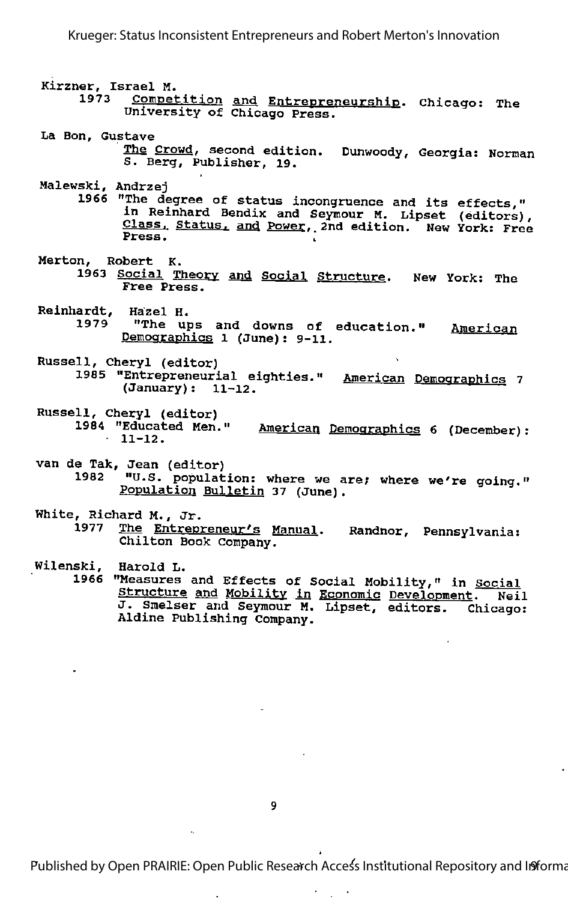Kirzner, Israel M.
1973 Competition and Entrepreneurship. Chicago: The University of Chicago Press.

La Bon, Gustave
The Crowd, second edition. Dunwoody, Georgia: Norman S. Berg, Publisher, 19.

Malewski, Andrzej
1966 "The degree of status incongruence and its effects," in Reinhard Bendix and Seymour M. Lipset (editors), Class, Status, and Power, 2nd edition. New York: Free Press.

Merton, Robert K.
1963 Social Theory and Social Structure. New York: The Free Press.

Reinhardt, Hazel H.
1979 "The ups and downs of education." American Demographics 1 (June): 9-11.

Russell, Cheryl (editor)
1985 "Entrepreneurial eighties." American Demographics 7 (January): 11-12.

Russell, Cheryl (editor)
1984 "Educated Men." American Demographics 6 (December): 11-12.

van de Tak, Jean (editor)
1982 "U.S. population: where we are; where we're going." Population Bulletin 37 (June).

White, Richard M., Jr.
1977 The Entrepreneur's Manual. Randnor, Pennsylvania: Chilton Book Company.

Wilenski, Harold L.
1966 "Measures and Effects of Social Mobility," in Social Structure and Mobility in Economic Development. Neil J. Smelser and Seymour M. Lipset, editors. Chicago: Aldine Publishing Company.